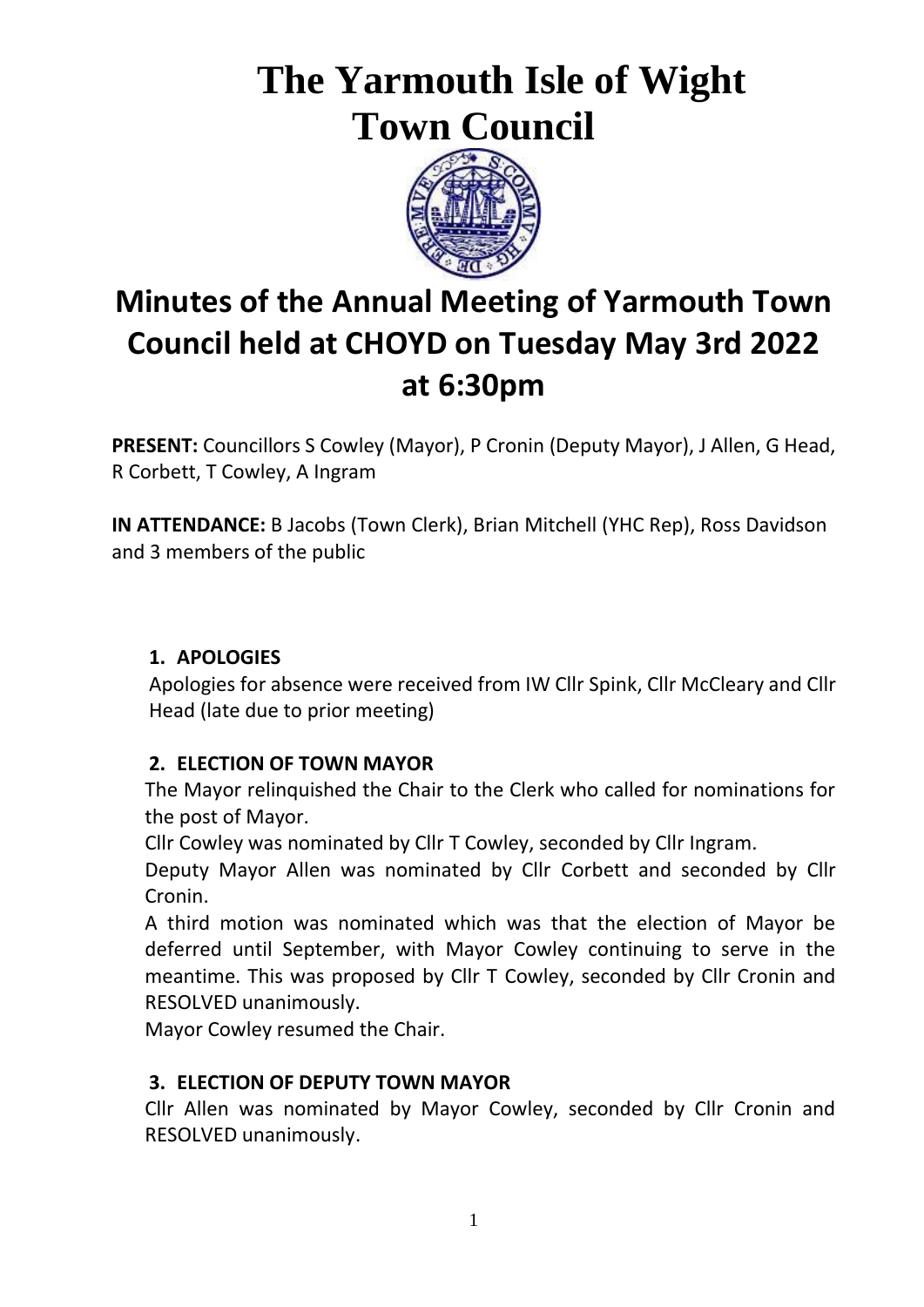# The Yarmouth Isle of Wight Town Council

## Minutes of the Annual Meeting of Yarmouth Town Council held at CHOYD on Tuesday May 3rd 2022 at 6:30pm

**PRESENT:** Councillors S Cowley (Mayor), P Cronin (Deputy Mayor), J Allen, G Head, R Corbett, T Cowley, A Ingram

**IN ATTENDANCE:** B Jacobs (Town Clerk), Brian Mitchell (YHC Rep), Ross Davidson and 3 members of the public

1. **APOLOGIES**

   Apologies for absence were received from IW Cllr Spink, Cllr McCleary and Cllr Head (late due to prior meeting)

2. **ELECTION OF TOWN MAYOR**

   The Mayor relinquished the Chair to the Clerk who called for nominations for the post of Mayor.

   Cllr Cowley was nominated by Cllr T Cowley, seconded by Cllr Ingram.

   Deputy Mayor Allen was nominated by Cllr Corbett and seconded by Cllr Cronin.

   A third motion was nominated which was that the election of Mayor be deferred until September, with Mayor Cowley continuing to serve in the meantime. This was proposed by Cllr T Cowley, seconded by Cllr Cronin and RESOLVED unanimously.

   Mayor Cowley resumed the Chair.

3. **ELECTION OF DEPUTY TOWN MAYOR**

   Cllr Allen was nominated by Mayor Cowley, seconded by Cllr Cronin and RESOLVED unanimously.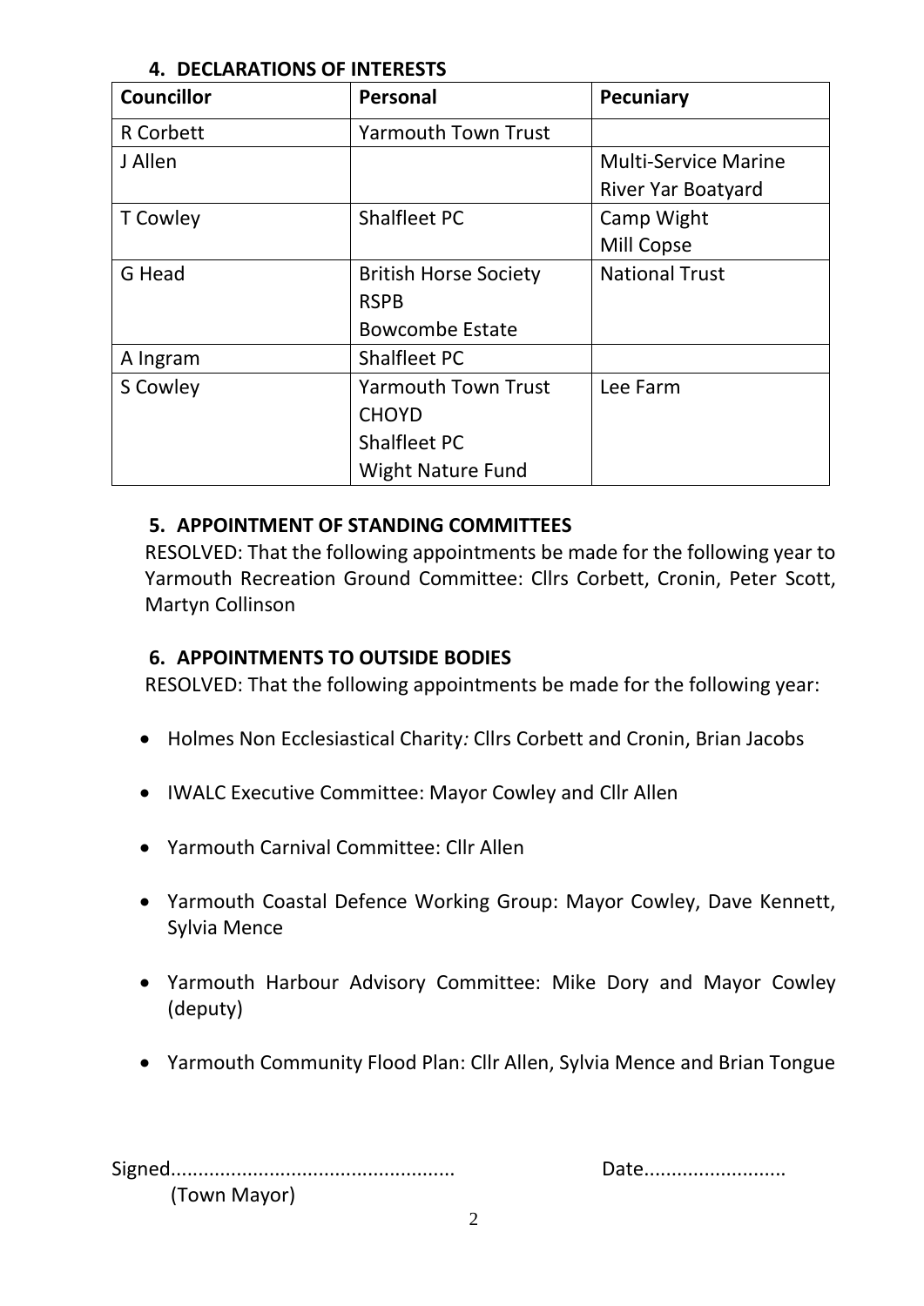## 4. DECLARATIONS OF INTERESTS

| Councillor | Personal | Pecuniary |
|---|---|---|
| R Corbett | Yarmouth Town Trust | |
| J Allen | | Multi-Service Marine<br>River Yar Boatyard |
| T Cowley | Shalfleet PC | Camp Wight<br>Mill Copse |
| G Head | British Horse Society<br>RSPB<br>Bowcombe Estate | National Trust |
| A Ingram | Shalfleet PC | |
| S Cowley | Yarmouth Town Trust<br>CHOYD<br>Shalfleet PC<br>Wight Nature Fund | Lee Farm |

## 5. APPOINTMENT OF STANDING COMMITTEES

RESOLVED: That the following appointments be made for the following year to Yarmouth Recreation Ground Committee: Cllrs Corbett, Cronin, Peter Scott, Martyn Collinson

## 6. APPOINTMENTS TO OUTSIDE BODIES

RESOLVED: That the following appointments be made for the following year:

- Holmes Non Ecclesiastical Charity*:* Cllrs Corbett and Cronin, Brian Jacobs
- IWALC Executive Committee: Mayor Cowley and Cllr Allen
- Yarmouth Carnival Committee: Cllr Allen
- Yarmouth Coastal Defence Working Group: Mayor Cowley, Dave Kennett, Sylvia Mence
- Yarmouth Harbour Advisory Committee: Mike Dory and Mayor Cowley (deputy)
- Yarmouth Community Flood Plan: Cllr Allen, Sylvia Mence and Brian Tongue

Signed.................................................. Date.........................

(Town Mayor)